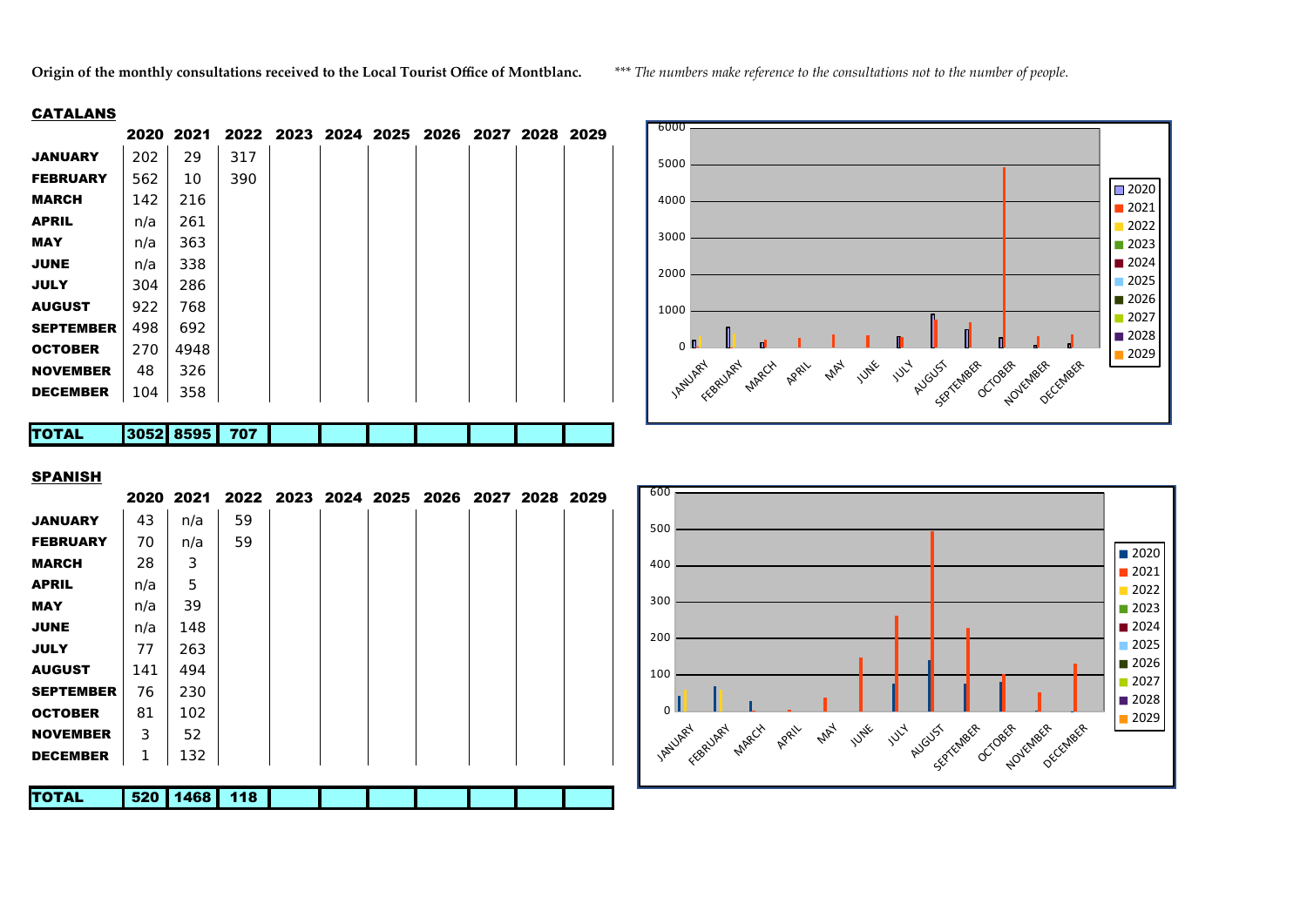**Origin of the monthly consultations received to the Local Tourist Office of Montblanc.** *\*\*\* The numbers make reference to the consultations not to the number of people.*

## CATALANS

| | 2020 | 2021 | 2022 | 2023 | 2024 | 2025 | 2026 | 2027 | 2028 | 2029 |
|---|---|---|---|---|---|---|---|---|---|---|
| **JANUARY** | 202 | 29 | 317 | | | | | | | |
| **FEBRUARY** | 562 | 10 | 390 | | | | | | | |
| **MARCH** | 142 | 216 | | | | | | | | |
| **APRIL** | n/a | 261 | | | | | | | | |
| **MAY** | n/a | 363 | | | | | | | | |
| **JUNE** | n/a | 338 | | | | | | | | |
| **JULY** | 304 | 286 | | | | | | | | |
| **AUGUST** | 922 | 768 | | | | | | | | |
| **SEPTEMBER** | 498 | 692 | | | | | | | | |
| **OCTOBER** | 270 | 4948 | | | | | | | | |
| **NOVEMBER** | 48 | 326 | | | | | | | | |
| **DECEMBER** | 104 | 358 | | | | | | | | |
| **TOTAL** | **3052** | **8595** | **707** | | | | | | | |

## SPANISH

| | 2020 | 2021 | 2022 | 2023 | 2024 | 2025 | 2026 | 2027 | 2028 | 2029 |
|---|---|---|---|---|---|---|---|---|---|---|
| **JANUARY** | 43 | n/a | 59 | | | | | | | |
| **FEBRUARY** | 70 | n/a | 59 | | | | | | | |
| **MARCH** | 28 | 3 | | | | | | | | |
| **APRIL** | n/a | 5 | | | | | | | | |
| **MAY** | n/a | 39 | | | | | | | | |
| **JUNE** | n/a | 148 | | | | | | | | |
| **JULY** | 77 | 263 | | | | | | | | |
| **AUGUST** | 141 | 494 | | | | | | | | |
| **SEPTEMBER** | 76 | 230 | | | | | | | | |
| **OCTOBER** | 81 | 102 | | | | | | | | |
| **NOVEMBER** | 3 | 52 | | | | | | | | |
| **DECEMBER** | 1 | 132 | | | | | | | | |
| **TOTAL** | **520** | **1468** | **118** | | | | | | | |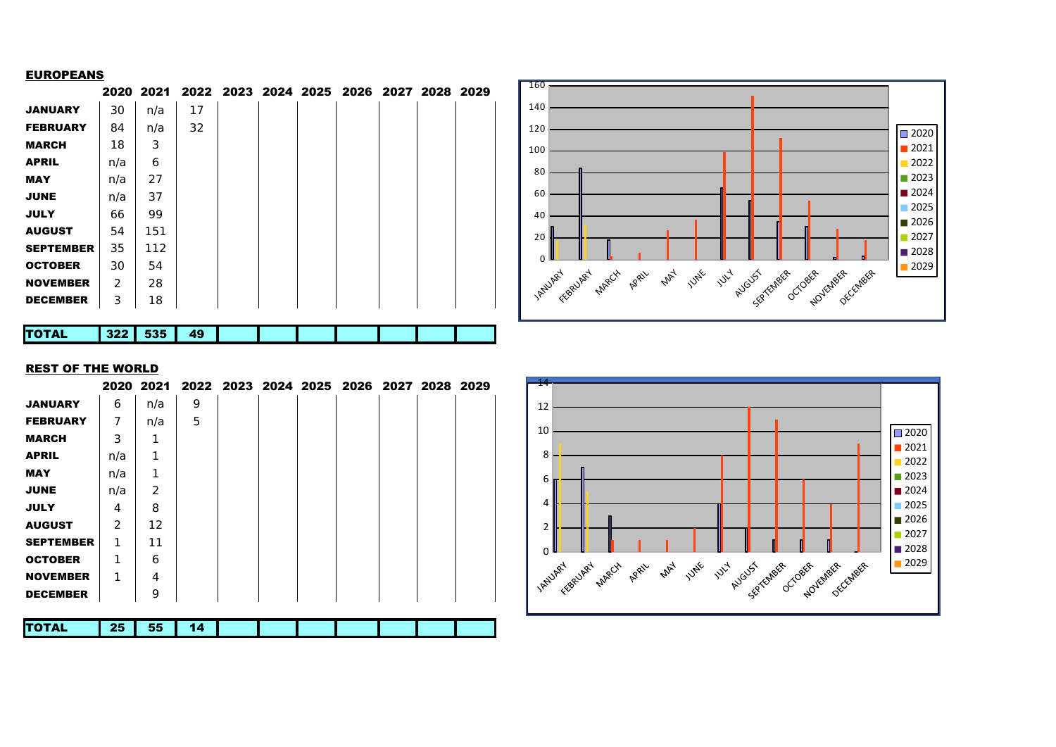**EUROPEANS**

| | 2020 | 2021 | 2022 | 2023 | 2024 | 2025 | 2026 | 2027 | 2028 | 2029 |
|---|---|---|---|---|---|---|---|---|---|---|
| **JANUARY** | 30 | n/a | 17 | | | | | | | |
| **FEBRUARY** | 84 | n/a | 32 | | | | | | | |
| **MARCH** | 18 | 3 | | | | | | | | |
| **APRIL** | n/a | 6 | | | | | | | | |
| **MAY** | n/a | 27 | | | | | | | | |
| **JUNE** | n/a | 37 | | | | | | | | |
| **JULY** | 66 | 99 | | | | | | | | |
| **AUGUST** | 54 | 151 | | | | | | | | |
| **SEPTEMBER** | 35 | 112 | | | | | | | | |
| **OCTOBER** | 30 | 54 | | | | | | | | |
| **NOVEMBER** | 2 | 28 | | | | | | | | |
| **DECEMBER** | 3 | 18 | | | | | | | | |
| **TOTAL** | **322** | **535** | **49** | | | | | | | |

160
140
120
100
80
60
40
20
0

JANUARY FEBRUARY MARCH APRIL MAY JUNE JULY AUGUST SEPTEMBER OCTOBER NOVEMBER DECEMBER

2020
2021
2022
2023
2024
2025
2026
2027
2028
2029

**REST OF THE WORLD**

| | 2020 | 2021 | 2022 | 2023 | 2024 | 2025 | 2026 | 2027 | 2028 | 2029 |
|---|---|---|---|---|---|---|---|---|---|---|
| **JANUARY** | 6 | n/a | 9 | | | | | | | |
| **FEBRUARY** | 7 | n/a | 5 | | | | | | | |
| **MARCH** | 3 | 1 | | | | | | | | |
| **APRIL** | n/a | 1 | | | | | | | | |
| **MAY** | n/a | 1 | | | | | | | | |
| **JUNE** | n/a | 2 | | | | | | | | |
| **JULY** | 4 | 8 | | | | | | | | |
| **AUGUST** | 2 | 12 | | | | | | | | |
| **SEPTEMBER** | 1 | 11 | | | | | | | | |
| **OCTOBER** | 1 | 6 | | | | | | | | |
| **NOVEMBER** | 1 | 4 | | | | | | | | |
| **DECEMBER** | | 9 | | | | | | | | |
| **TOTAL** | **25** | **55** | **14** | | | | | | | |

14
12
10
8
6
4
2
0

JANUARY FEBRUARY MARCH APRIL MAY JUNE JULY AUGUST SEPTEMBER OCTOBER NOVEMBER DECEMBER

2020
2021
2022
2023
2024
2025
2026
2027
2028
2029